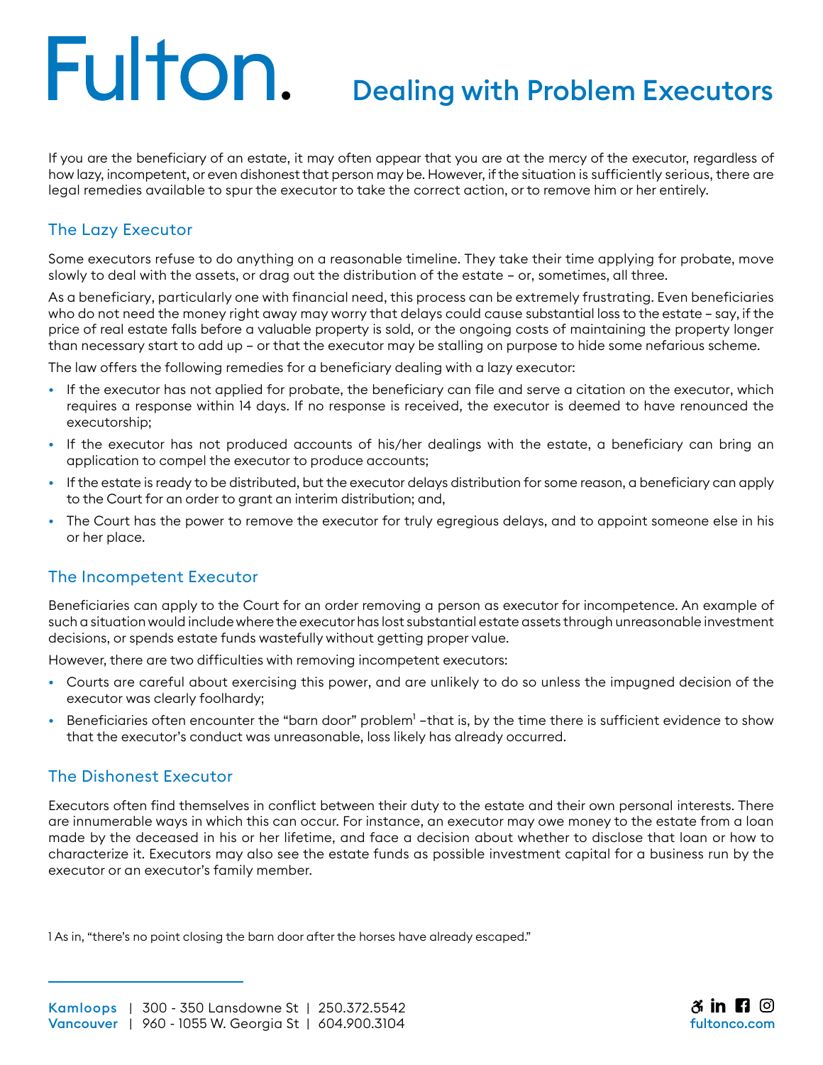# Fulton.

# Dealing with Problem Executors

If you are the beneficiary of an estate, it may often appear that you are at the mercy of the executor, regardless of how lazy, incompetent, or even dishonest that person may be. However, if the situation is sufficiently serious, there are legal remedies available to spur the executor to take the correct action, or to remove him or her entirely.

## The Lazy Executor

Some executors refuse to do anything on a reasonable timeline. They take their time applying for probate, move slowly to deal with the assets, or drag out the distribution of the estate – or, sometimes, all three.

As a beneficiary, particularly one with financial need, this process can be extremely frustrating. Even beneficiaries who do not need the money right away may worry that delays could cause substantial loss to the estate – say, if the price of real estate falls before a valuable property is sold, or the ongoing costs of maintaining the property longer than necessary start to add up – or that the executor may be stalling on purpose to hide some nefarious scheme.

The law offers the following remedies for a beneficiary dealing with a lazy executor:

- If the executor has not applied for probate, the beneficiary can file and serve a citation on the executor, which requires a response within 14 days. If no response is received, the executor is deemed to have renounced the executorship;
- If the executor has not produced accounts of his/her dealings with the estate, a beneficiary can bring an application to compel the executor to produce accounts;
- If the estate is ready to be distributed, but the executor delays distribution for some reason, a beneficiary can apply to the Court for an order to grant an interim distribution; and,
- The Court has the power to remove the executor for truly egregious delays, and to appoint someone else in his or her place.

## The Incompetent Executor

Beneficiaries can apply to the Court for an order removing a person as executor for incompetence. An example of such a situation would include where the executor has lost substantial estate assets through unreasonable investment decisions, or spends estate funds wastefully without getting proper value.

However, there are two difficulties with removing incompetent executors:

- Courts are careful about exercising this power, and are unlikely to do so unless the impugned decision of the executor was clearly foolhardy;
- Beneficiaries often encounter the "barn door" problem[1] –that is, by the time there is sufficient evidence to show that the executor's conduct was unreasonable, loss likely has already occurred.

## The Dishonest Executor

Executors often find themselves in conflict between their duty to the estate and their own personal interests. There are innumerable ways in which this can occur. For instance, an executor may owe money to the estate from a loan made by the deceased in his or her lifetime, and face a decision about whether to disclose that loan or how to characterize it. Executors may also see the estate funds as possible investment capital for a business run by the executor or an executor's family member.

[1] As in, "there's no point closing the barn door after the horses have already escaped."

**Kamloops** | 300 - 350 Lansdowne St | 250.372.5542
**Vancouver** | 960 - 1055 W. Georgia St | 604.900.3104

fultonco.com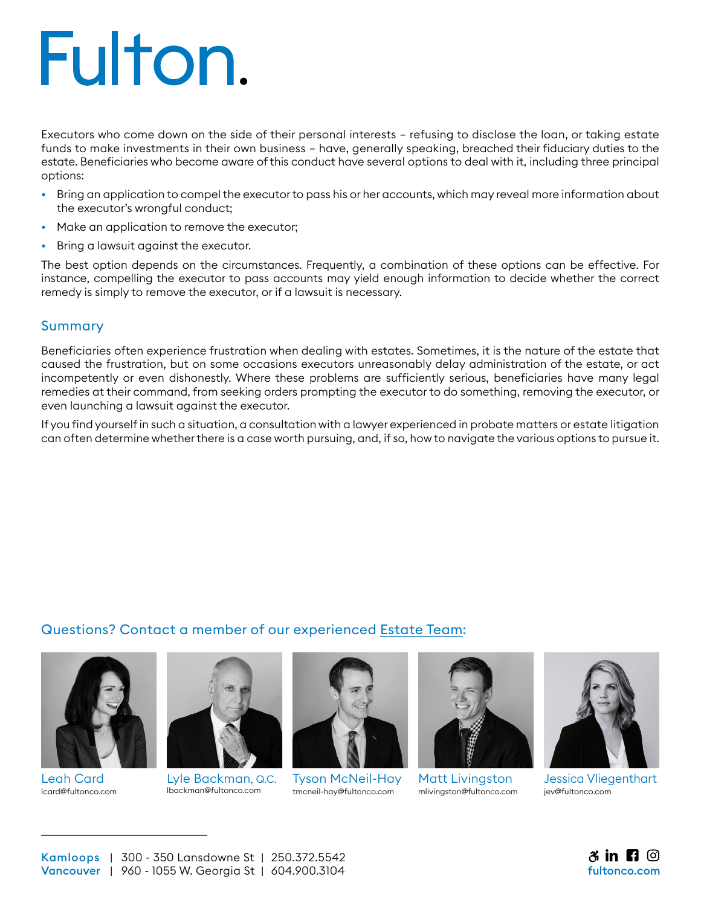# Fulton.

Executors who come down on the side of their personal interests – refusing to disclose the loan, or taking estate funds to make investments in their own business – have, generally speaking, breached their fiduciary duties to the estate. Beneficiaries who become aware of this conduct have several options to deal with it, including three principal options:

- Bring an application to compel the executor to pass his or her accounts, which may reveal more information about the executor's wrongful conduct;
- Make an application to remove the executor;
- Bring a lawsuit against the executor.

The best option depends on the circumstances. Frequently, a combination of these options can be effective. For instance, compelling the executor to pass accounts may yield enough information to decide whether the correct remedy is simply to remove the executor, or if a lawsuit is necessary.

## Summary

Beneficiaries often experience frustration when dealing with estates. Sometimes, it is the nature of the estate that caused the frustration, but on some occasions executors unreasonably delay administration of the estate, or act incompetently or even dishonestly. Where these problems are sufficiently serious, beneficiaries have many legal remedies at their command, from seeking orders prompting the executor to do something, removing the executor, or even launching a lawsuit against the executor.

If you find yourself in such a situation, a consultation with a lawyer experienced in probate matters or estate litigation can often determine whether there is a case worth pursuing, and, if so, how to navigate the various options to pursue it.

### Questions? Contact a member of our experienced Estate Team:

Leah Card
lcard@fultonco.com

Lyle Backman, Q.C.
lbackman@fultonco.com

Tyson McNeil-Hay
tmcneil-hay@fultonco.com

Matt Livingston
mlivingston@fultonco.com

Jessica Vliegenthart
jev@fultonco.com

**Kamloops** | 300 - 350 Lansdowne St | 250.372.5542
**Vancouver** | 960 - 1055 W. Georgia St | 604.900.3104

**fultonco.com**